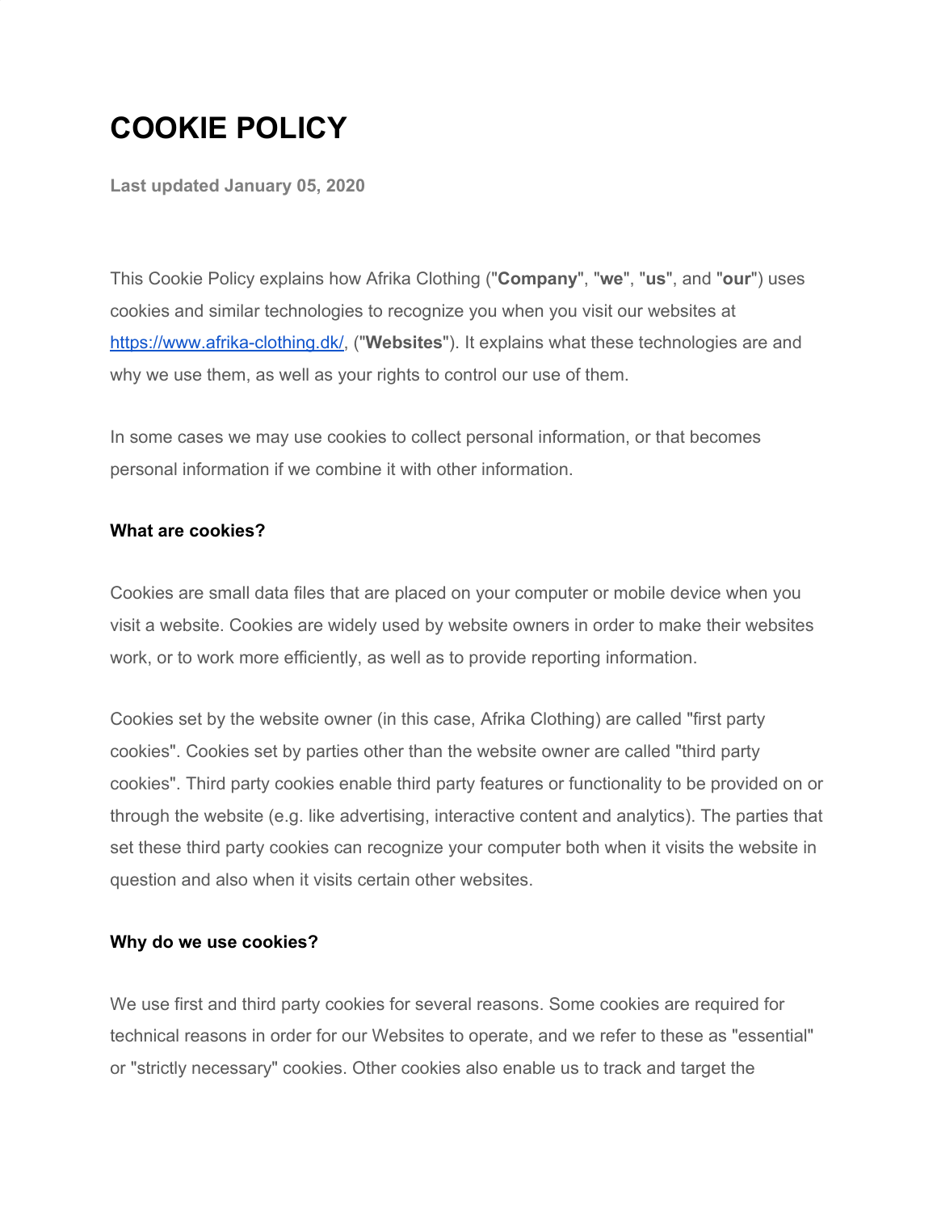# COOKIE POLICY

**Last updated January 05, 2020**

This Cookie Policy explains how Afrika Clothing ("**Company**", "**we**", "**us**", and "**our**") uses cookies and similar technologies to recognize you when you visit our websites at [https://www.afrika-clothing.dk/](https://www.afrika-clothing.dk/), ("**Websites**"). It explains what these technologies are and why we use them, as well as your rights to control our use of them.

In some cases we may use cookies to collect personal information, or that becomes personal information if we combine it with other information.

### What are cookies?

Cookies are small data files that are placed on your computer or mobile device when you visit a website. Cookies are widely used by website owners in order to make their websites work, or to work more efficiently, as well as to provide reporting information.

Cookies set by the website owner (in this case, Afrika Clothing) are called "first party cookies". Cookies set by parties other than the website owner are called "third party cookies". Third party cookies enable third party features or functionality to be provided on or through the website (e.g. like advertising, interactive content and analytics). The parties that set these third party cookies can recognize your computer both when it visits the website in question and also when it visits certain other websites.

### Why do we use cookies?

We use first and third party cookies for several reasons. Some cookies are required for technical reasons in order for our Websites to operate, and we refer to these as "essential" or "strictly necessary" cookies. Other cookies also enable us to track and target the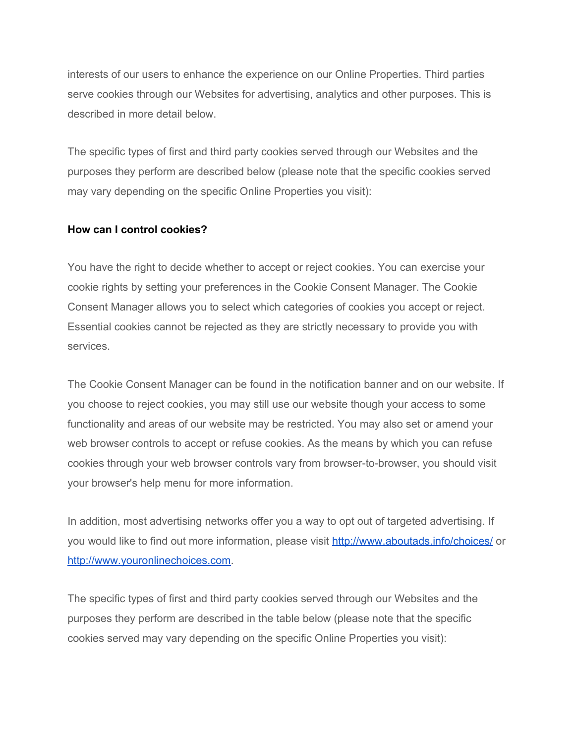interests of our users to enhance the experience on our Online Properties. Third parties serve cookies through our Websites for advertising, analytics and other purposes. This is described in more detail below.

The specific types of first and third party cookies served through our Websites and the purposes they perform are described below (please note that the specific cookies served may vary depending on the specific Online Properties you visit):

**How can I control cookies?**

You have the right to decide whether to accept or reject cookies. You can exercise your cookie rights by setting your preferences in the Cookie Consent Manager. The Cookie Consent Manager allows you to select which categories of cookies you accept or reject. Essential cookies cannot be rejected as they are strictly necessary to provide you with services.

The Cookie Consent Manager can be found in the notification banner and on our website. If you choose to reject cookies, you may still use our website though your access to some functionality and areas of our website may be restricted. You may also set or amend your web browser controls to accept or refuse cookies. As the means by which you can refuse cookies through your web browser controls vary from browser-to-browser, you should visit your browser's help menu for more information.

In addition, most advertising networks offer you a way to opt out of targeted advertising. If you would like to find out more information, please visit [http://www.aboutads.info/choices/](http://www.aboutads.info/choices/) or [http://www.youronlinechoices.com](http://www.youronlinechoices.com).

The specific types of first and third party cookies served through our Websites and the purposes they perform are described in the table below (please note that the specific cookies served may vary depending on the specific Online Properties you visit):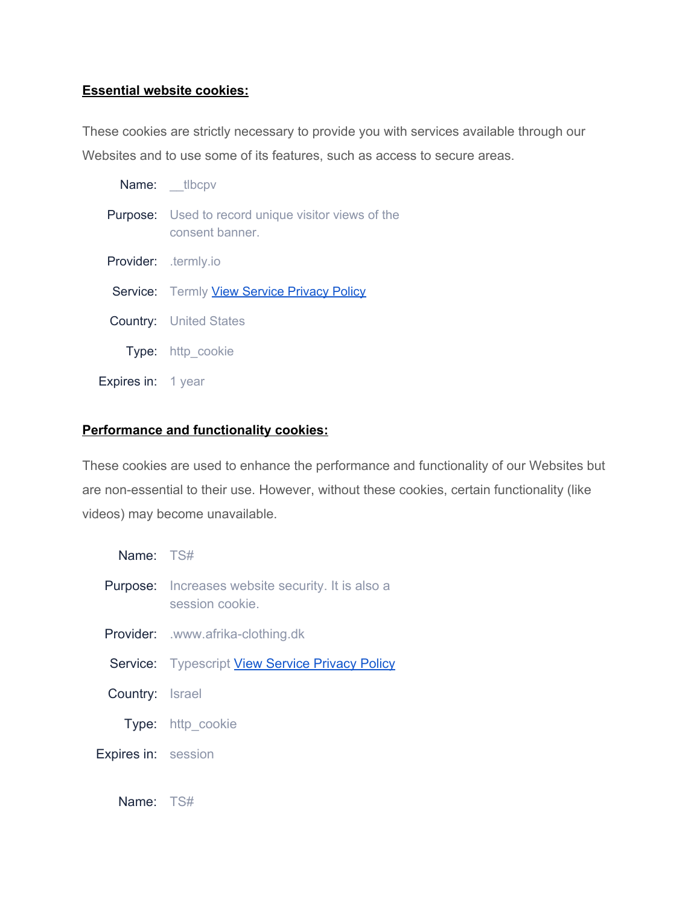**Essential website cookies:**

These cookies are strictly necessary to provide you with services available through our Websites and to use some of its features, such as access to secure areas.

Name: __tlbcpv

Purpose: Used to record unique visitor views of the consent banner.

Provider: .termly.io

Service: Termly [View Service Privacy Policy]

Country: United States

Type: http_cookie

Expires in: 1 year

**Performance and functionality cookies:**

These cookies are used to enhance the performance and functionality of our Websites but are non-essential to their use. However, without these cookies, certain functionality (like videos) may become unavailable.

Name: TS#

Purpose: Increases website security. It is also a session cookie.

Provider: .www.afrika-clothing.dk

Service: Typescript [View Service Privacy Policy]

Country: Israel

Type: http_cookie

Expires in: session

Name: TS#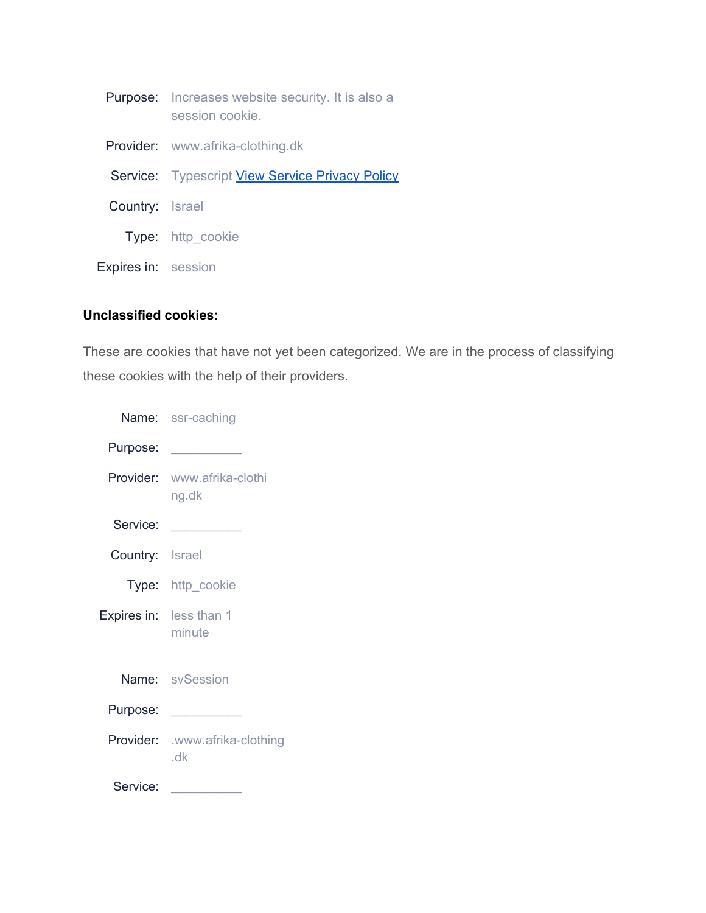Purpose: Increases website security. It is also a session cookie.

Provider: www.afrika-clothing.dk

Service: Typescript [View Service Privacy Policy]

Country: Israel

Type: http_cookie

Expires in: session

**Unclassified cookies:**

These are cookies that have not yet been categorized. We are in the process of classifying these cookies with the help of their providers.

Name: ssr-caching

Purpose: __________

Provider: www.afrika-clothing.dk

Service: __________

Country: Israel

Type: http_cookie

Expires in: less than 1 minute

Name: svSession

Purpose: __________

Provider: .www.afrika-clothing.dk

Service: __________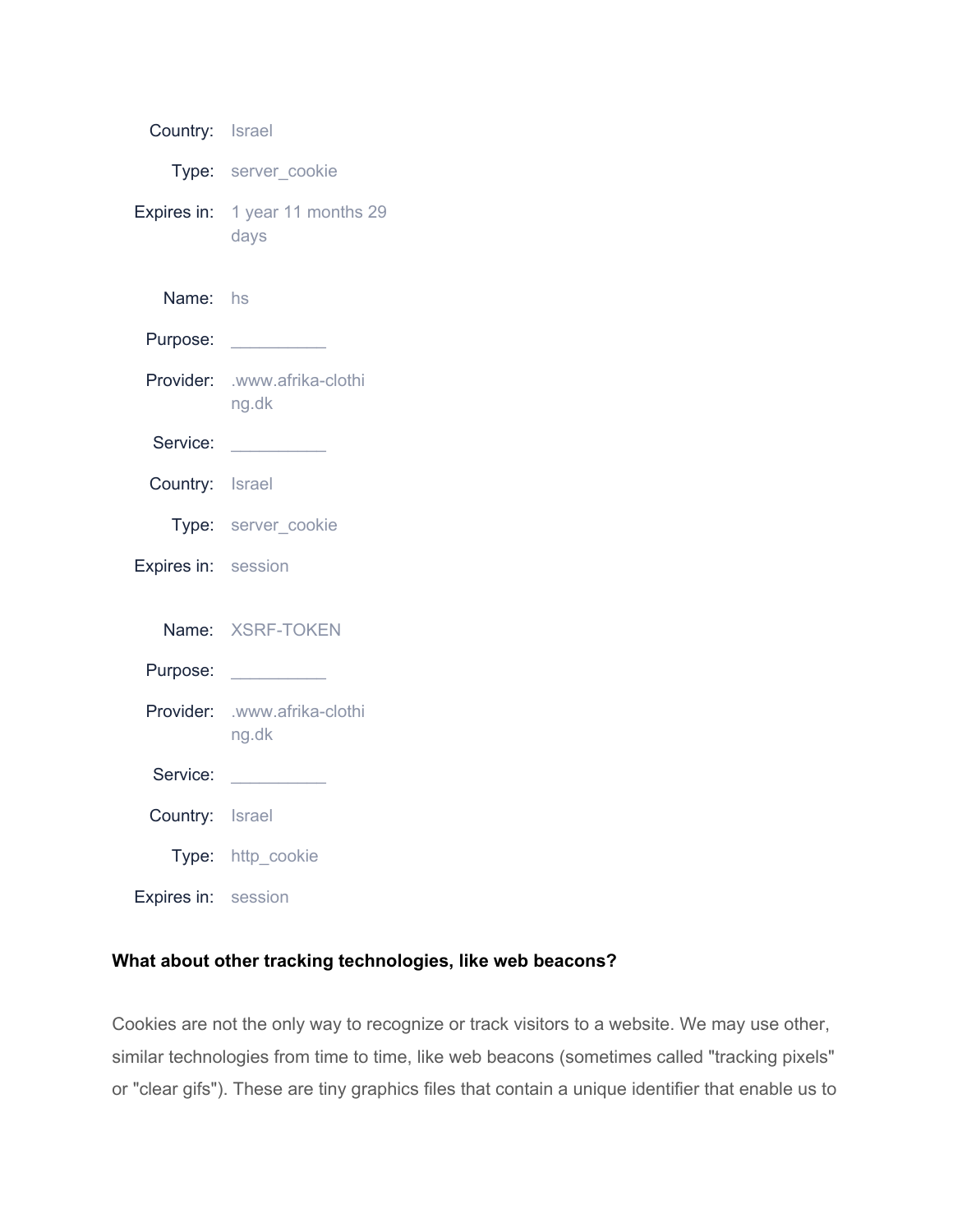Country: Israel

Type: server_cookie

Expires in: 1 year 11 months 29 days

Name: hs

Purpose: __________

Provider: .www.afrika-clothing.dk

Service: __________

Country: Israel

Type: server_cookie

Expires in: session

Name: XSRF-TOKEN

Purpose: __________

Provider: .www.afrika-clothing.dk

Service: __________

Country: Israel

Type: http_cookie

Expires in: session

**What about other tracking technologies, like web beacons?**

Cookies are not the only way to recognize or track visitors to a website. We may use other, similar technologies from time to time, like web beacons (sometimes called "tracking pixels" or "clear gifs"). These are tiny graphics files that contain a unique identifier that enable us to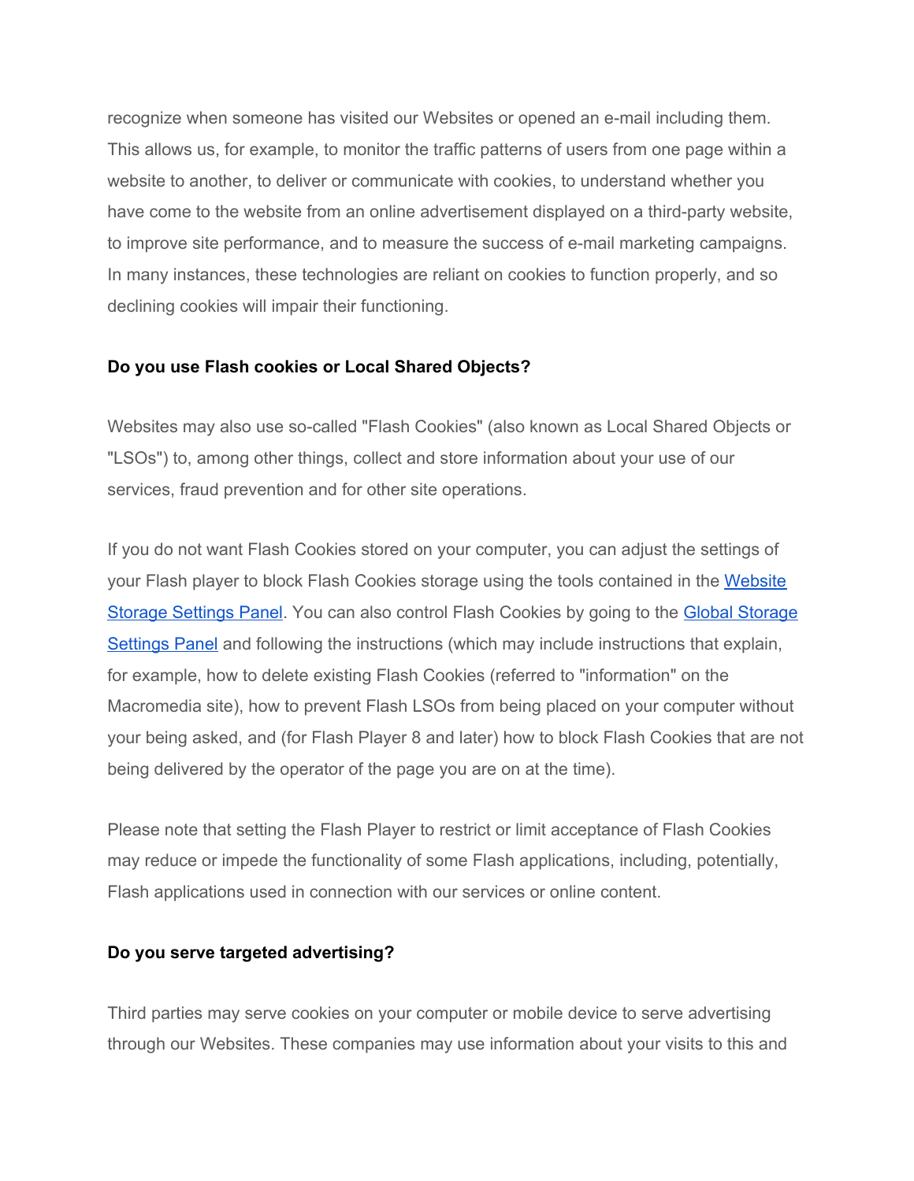recognize when someone has visited our Websites or opened an e-mail including them. This allows us, for example, to monitor the traffic patterns of users from one page within a website to another, to deliver or communicate with cookies, to understand whether you have come to the website from an online advertisement displayed on a third-party website, to improve site performance, and to measure the success of e-mail marketing campaigns. In many instances, these technologies are reliant on cookies to function properly, and so declining cookies will impair their functioning.

**Do you use Flash cookies or Local Shared Objects?**

Websites may also use so-called "Flash Cookies" (also known as Local Shared Objects or "LSOs") to, among other things, collect and store information about your use of our services, fraud prevention and for other site operations.

If you do not want Flash Cookies stored on your computer, you can adjust the settings of your Flash player to block Flash Cookies storage using the tools contained in the Website Storage Settings Panel. You can also control Flash Cookies by going to the Global Storage Settings Panel and following the instructions (which may include instructions that explain, for example, how to delete existing Flash Cookies (referred to "information" on the Macromedia site), how to prevent Flash LSOs from being placed on your computer without your being asked, and (for Flash Player 8 and later) how to block Flash Cookies that are not being delivered by the operator of the page you are on at the time).

Please note that setting the Flash Player to restrict or limit acceptance of Flash Cookies may reduce or impede the functionality of some Flash applications, including, potentially, Flash applications used in connection with our services or online content.

**Do you serve targeted advertising?**

Third parties may serve cookies on your computer or mobile device to serve advertising through our Websites. These companies may use information about your visits to this and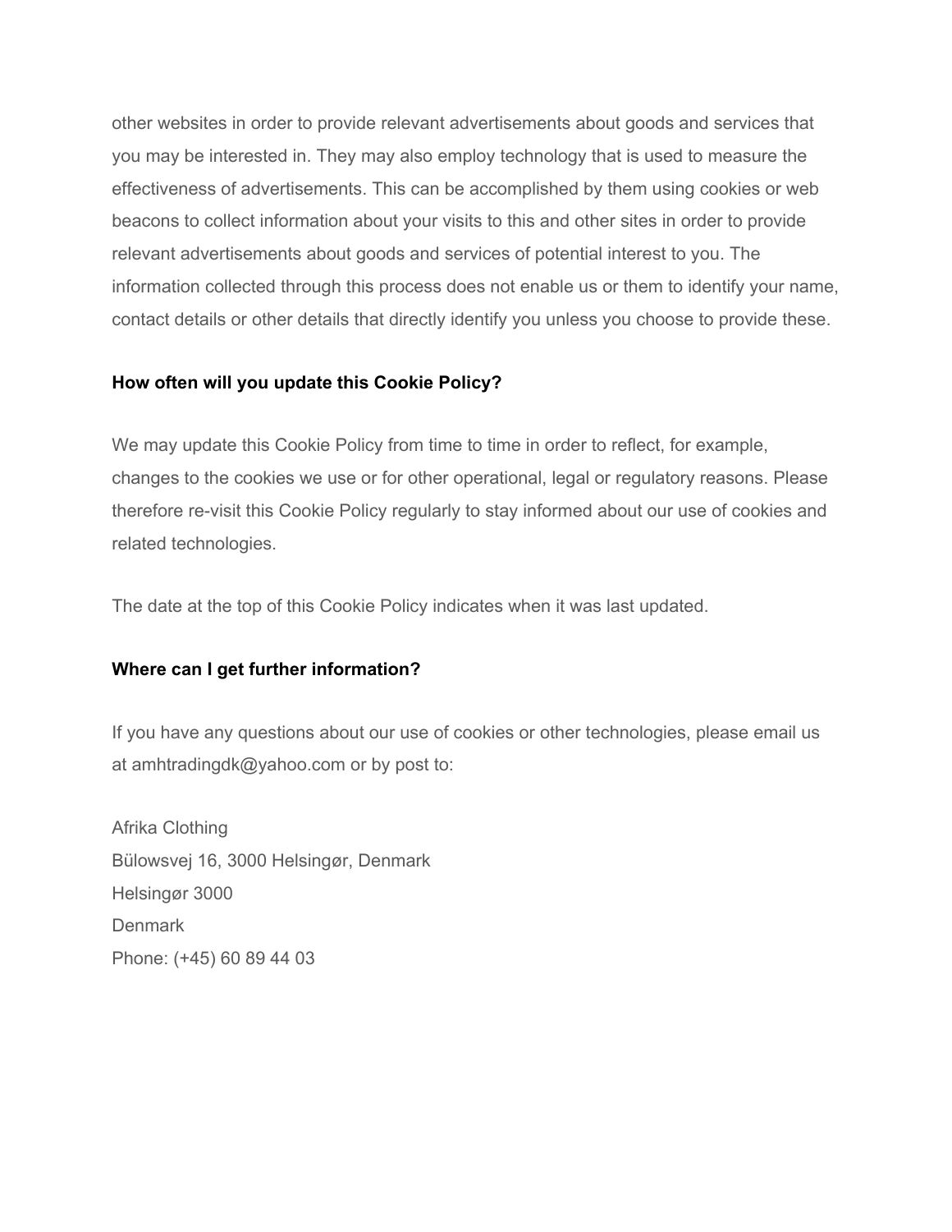other websites in order to provide relevant advertisements about goods and services that you may be interested in. They may also employ technology that is used to measure the effectiveness of advertisements. This can be accomplished by them using cookies or web beacons to collect information about your visits to this and other sites in order to provide relevant advertisements about goods and services of potential interest to you. The information collected through this process does not enable us or them to identify your name, contact details or other details that directly identify you unless you choose to provide these.

**How often will you update this Cookie Policy?**

We may update this Cookie Policy from time to time in order to reflect, for example, changes to the cookies we use or for other operational, legal or regulatory reasons. Please therefore re-visit this Cookie Policy regularly to stay informed about our use of cookies and related technologies.

The date at the top of this Cookie Policy indicates when it was last updated.

**Where can I get further information?**

If you have any questions about our use of cookies or other technologies, please email us at amhtradingdk@yahoo.com or by post to:

Afrika Clothing  
Bülowsvej 16, 3000 Helsingør, Denmark  
Helsingør 3000  
Denmark  
Phone: (+45) 60 89 44 03